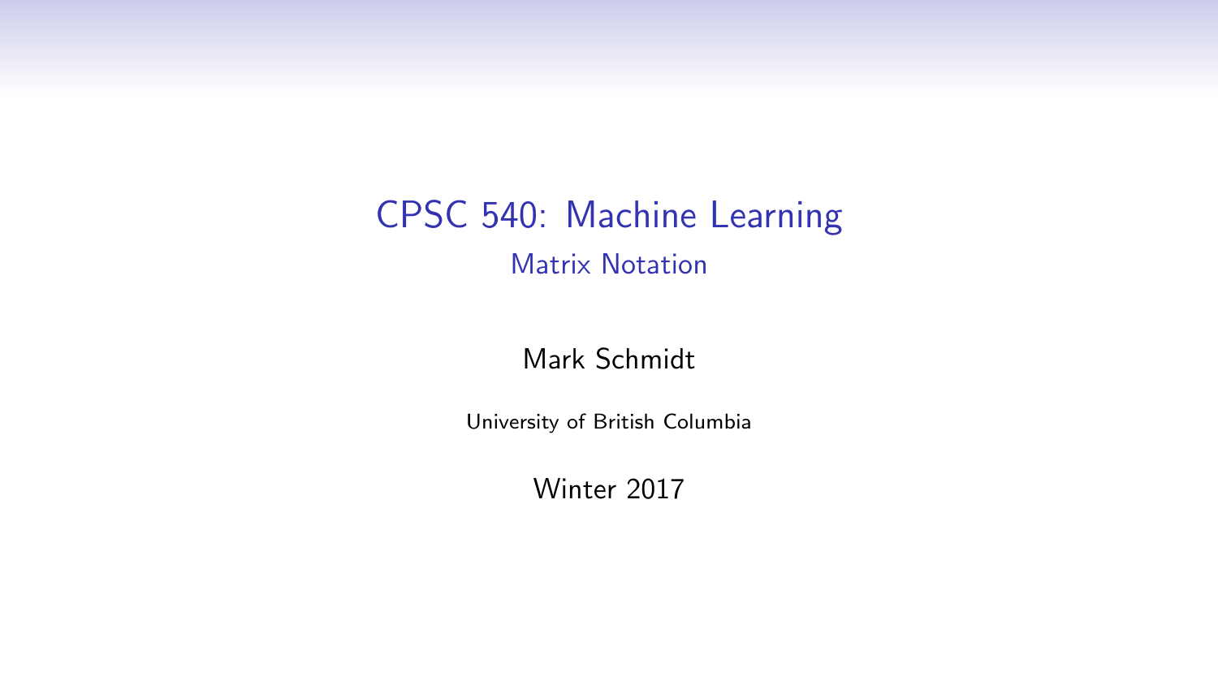# CPSC 540: Machine Learning

## Matrix Notation

Mark Schmidt

University of British Columbia

Winter 2017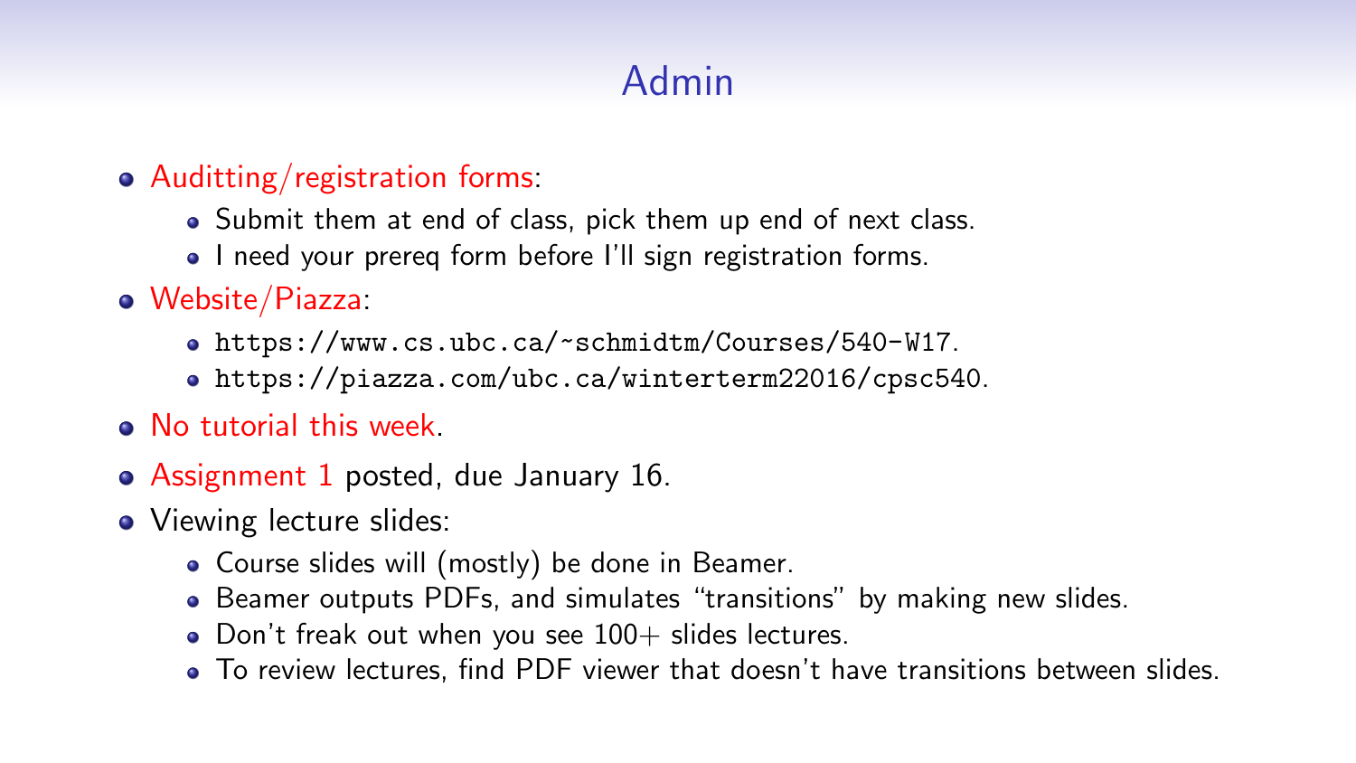# Admin

- Auditting/registration forms:
  - Submit them at end of class, pick them up end of next class.
  - I need your prereq form before I'll sign registration forms.
- Website/Piazza:
  - `https://www.cs.ubc.ca/~schmidtm/Courses/540-W17`.
  - `https://piazza.com/ubc.ca/winterterm22016/cpsc540`.
- No tutorial this week.
- Assignment 1 posted, due January 16.
- Viewing lecture slides:
  - Course slides will (mostly) be done in Beamer.
  - Beamer outputs PDFs, and simulates "transitions" by making new slides.
  - Don't freak out when you see 100+ slides lectures.
  - To review lectures, find PDF viewer that doesn't have transitions between slides.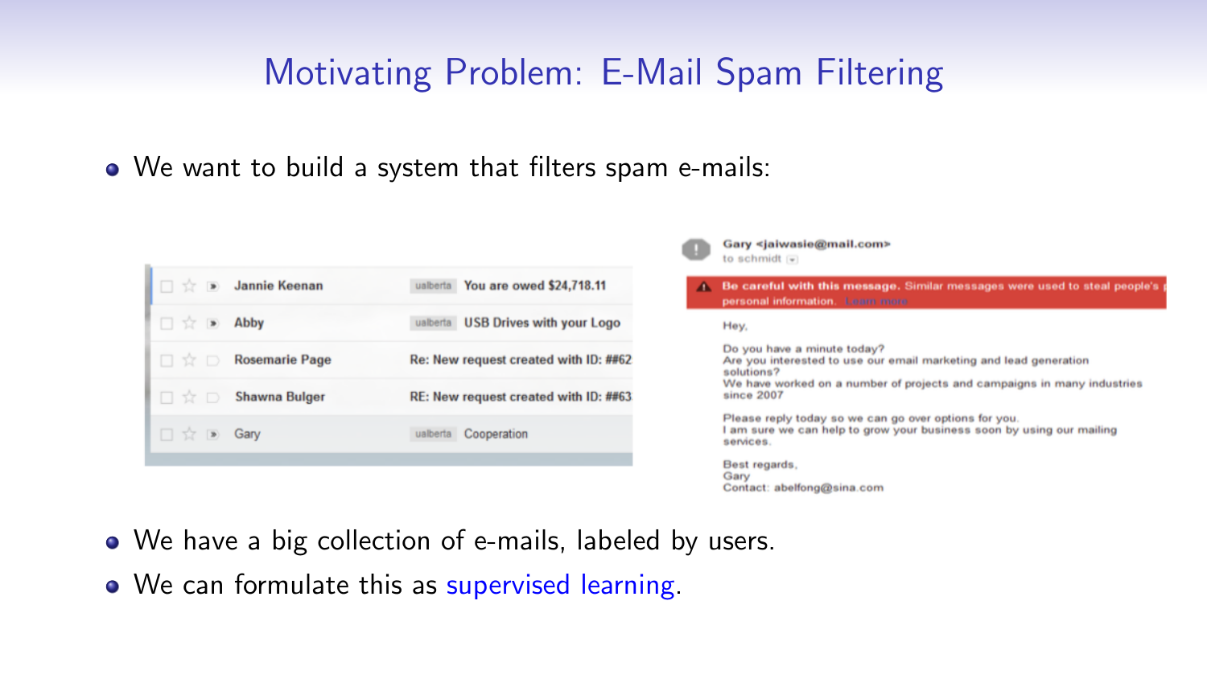# Motivating Problem: E-Mail Spam Filtering

- We want to build a system that filters spam e-mails:

- We have a big collection of e-mails, labeled by users.
- We can formulate this as supervised learning.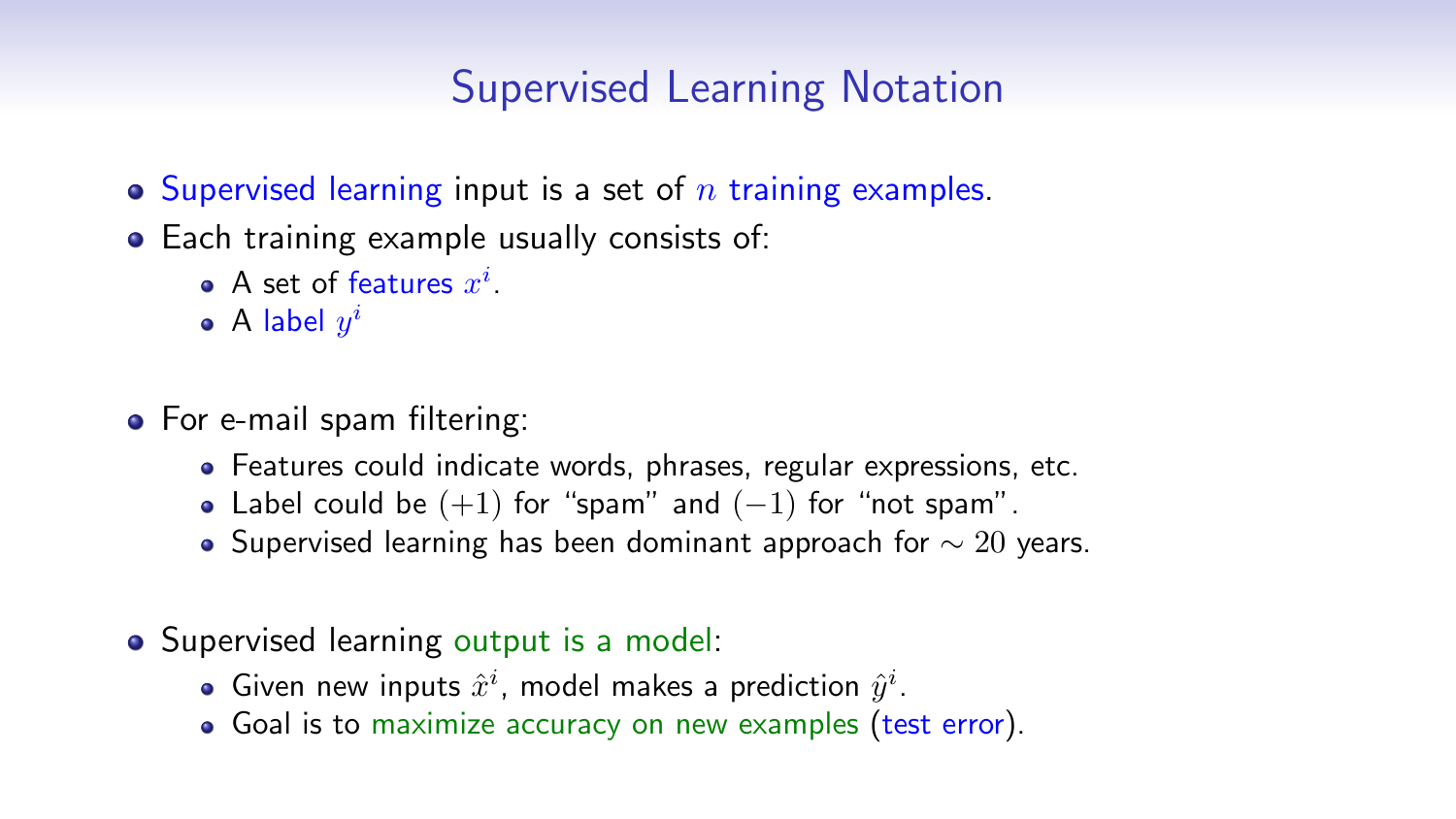# Supervised Learning Notation

- Supervised learning input is a set of $n$ training examples.
- Each training example usually consists of:
  - A set of features $x^i$.
  - A label $y^i$

- For e-mail spam filtering:
  - Features could indicate words, phrases, regular expressions, etc.
  - Label could be $(+1)$ for "spam" and $(-1)$ for "not spam".
  - Supervised learning has been dominant approach for $\sim 20$ years.

- Supervised learning output is a model:
  - Given new inputs $\hat{x}^i$, model makes a prediction $\hat{y}^i$.
  - Goal is to maximize accuracy on new examples (test error).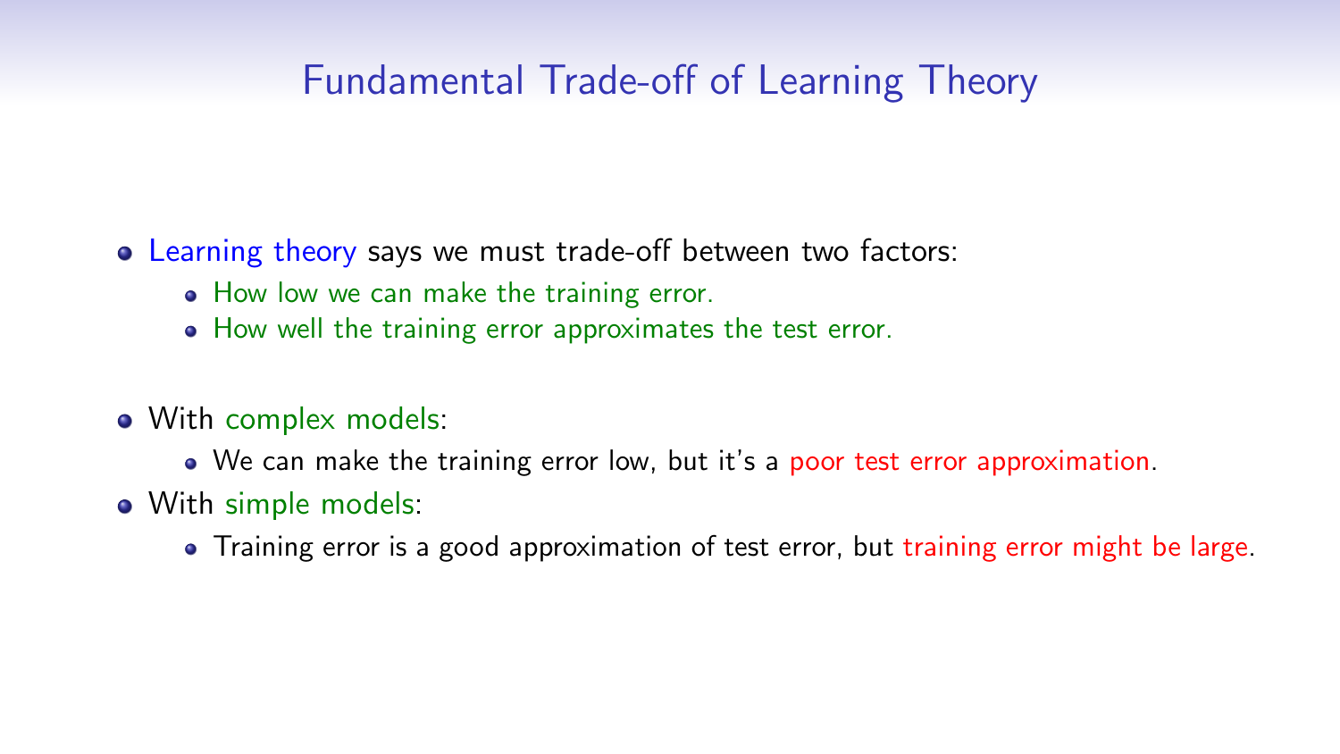# Fundamental Trade-off of Learning Theory

- Learning theory says we must trade-off between two factors:
  - How low we can make the training error.
  - How well the training error approximates the test error.

- With complex models:
  - We can make the training error low, but it's a poor test error approximation.
- With simple models:
  - Training error is a good approximation of test error, but training error might be large.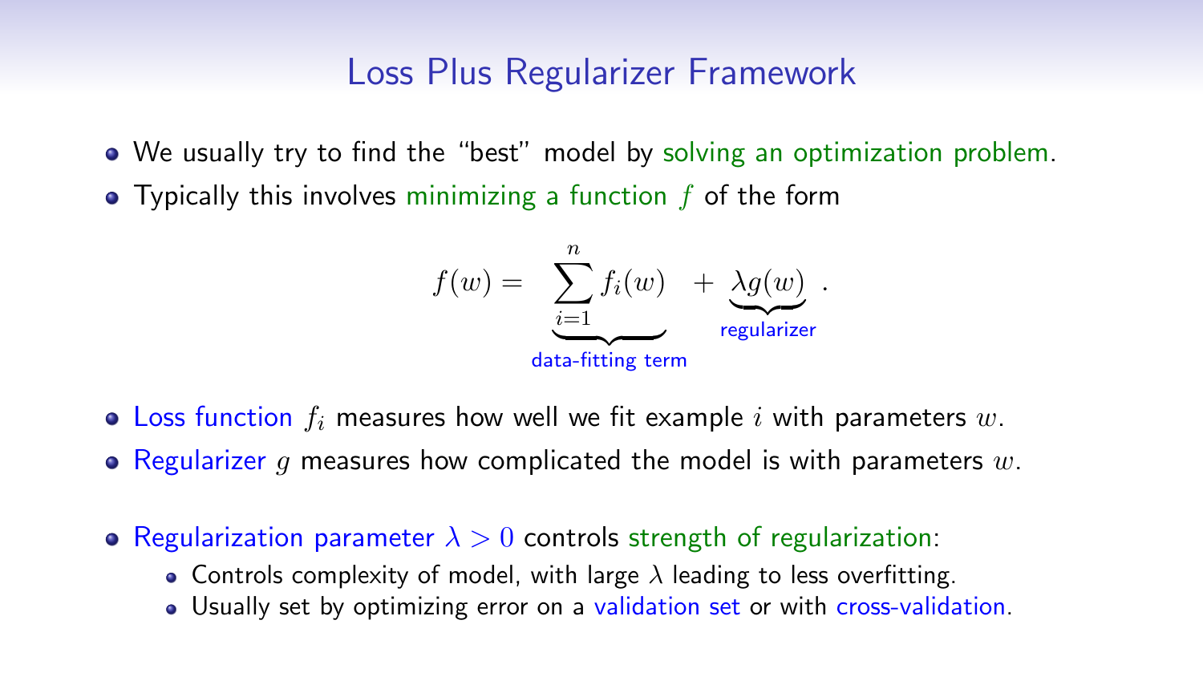# Loss Plus Regularizer Framework

- We usually try to find the "best" model by solving an optimization problem.
- Typically this involves minimizing a function $f$ of the form

$$f(w) = \underbrace{\sum_{i=1}^{n} f_i(w)}_{\text{data-fitting term}} + \underbrace{\lambda g(w)}_{\text{regularizer}}.$$

- Loss function $f_i$ measures how well we fit example $i$ with parameters $w$.
- Regularizer $g$ measures how complicated the model is with parameters $w$.

- Regularization parameter $\lambda > 0$ controls strength of regularization:
  - Controls complexity of model, with large $\lambda$ leading to less overfitting.
  - Usually set by optimizing error on a validation set or with cross-validation.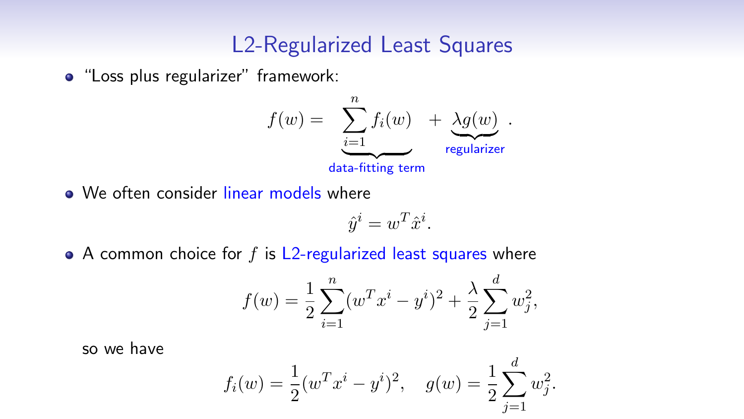# L2-Regularized Least Squares

- "Loss plus regularizer" framework:

$$f(w) = \underbrace{\sum_{i=1}^{n} f_i(w)}_{\text{data-fitting term}} + \underbrace{\lambda g(w)}_{\text{regularizer}}.$$

- We often consider linear models where

$$\hat{y}^i = w^T \hat{x}^i.$$

- A common choice for $f$ is L2-regularized least squares where

$$f(w) = \frac{1}{2}\sum_{i=1}^{n}(w^T x^i - y^i)^2 + \frac{\lambda}{2}\sum_{j=1}^{d} w_j^2,$$

  so we have

$$f_i(w) = \frac{1}{2}(w^T x^i - y^i)^2, \quad g(w) = \frac{1}{2}\sum_{j=1}^{d} w_j^2.$$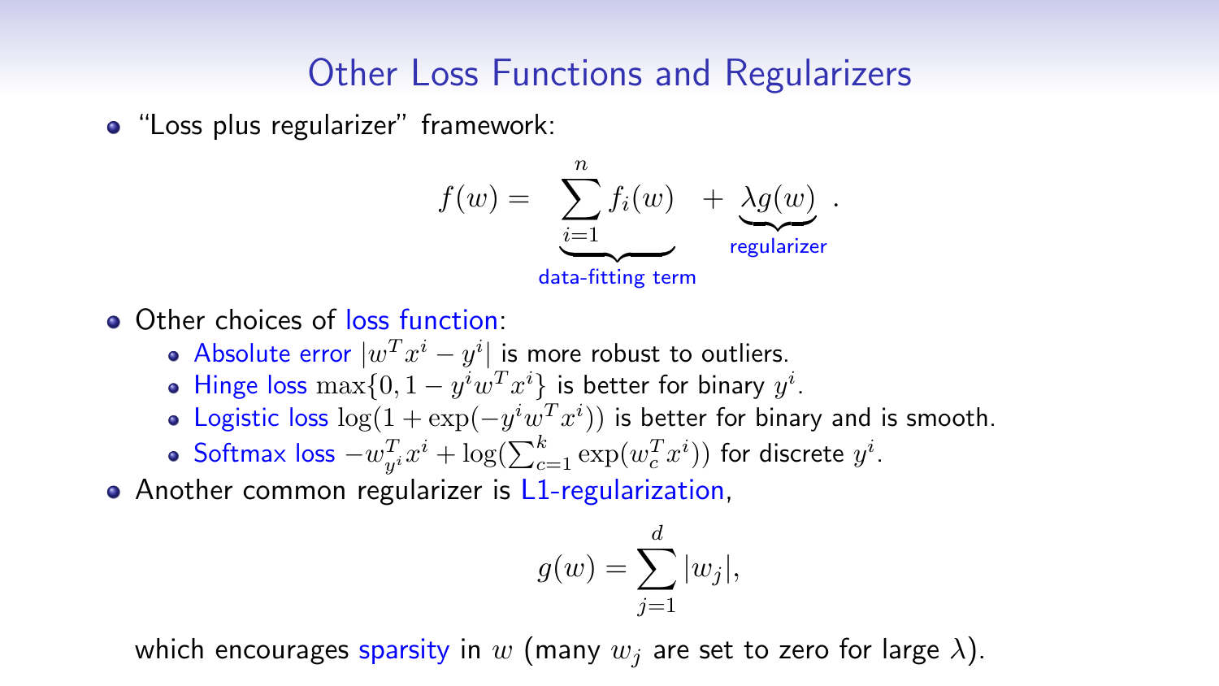## Other Loss Functions and Regularizers

- "Loss plus regularizer" framework:

$$f(w) = \underbrace{\sum_{i=1}^{n} f_i(w)}_{\text{data-fitting term}} + \underbrace{\lambda g(w)}_{\text{regularizer}}.$$

- Other choices of loss function:
  - Absolute error $|w^T x^i - y^i|$ is more robust to outliers.
  - Hinge loss $\max\{0, 1 - y^i w^T x^i\}$ is better for binary $y^i$.
  - Logistic loss $\log(1 + \exp(-y^i w^T x^i))$ is better for binary and is smooth.
  - Softmax loss $-w_{y^i}^T x^i + \log(\sum_{c=1}^{k} \exp(w_c^T x^i))$ for discrete $y^i$.
- Another common regularizer is L1-regularization,

$$g(w) = \sum_{j=1}^{d} |w_j|,$$

which encourages sparsity in $w$ (many $w_j$ are set to zero for large $\lambda$).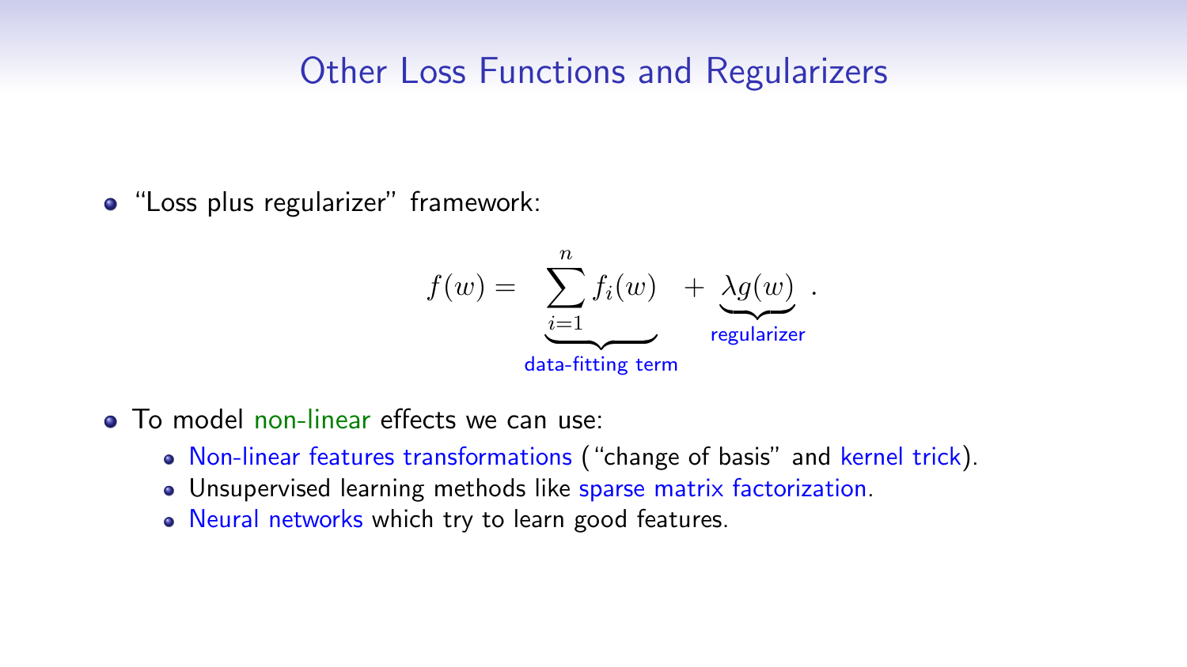# Other Loss Functions and Regularizers

- "Loss plus regularizer" framework:

$$f(w) = \underbrace{\sum_{i=1}^{n} f_i(w)}_{\text{data-fitting term}} + \underbrace{\lambda g(w)}_{\text{regularizer}}.$$

- To model non-linear effects we can use:
  - Non-linear features transformations ("change of basis" and kernel trick).
  - Unsupervised learning methods like sparse matrix factorization.
  - Neural networks which try to learn good features.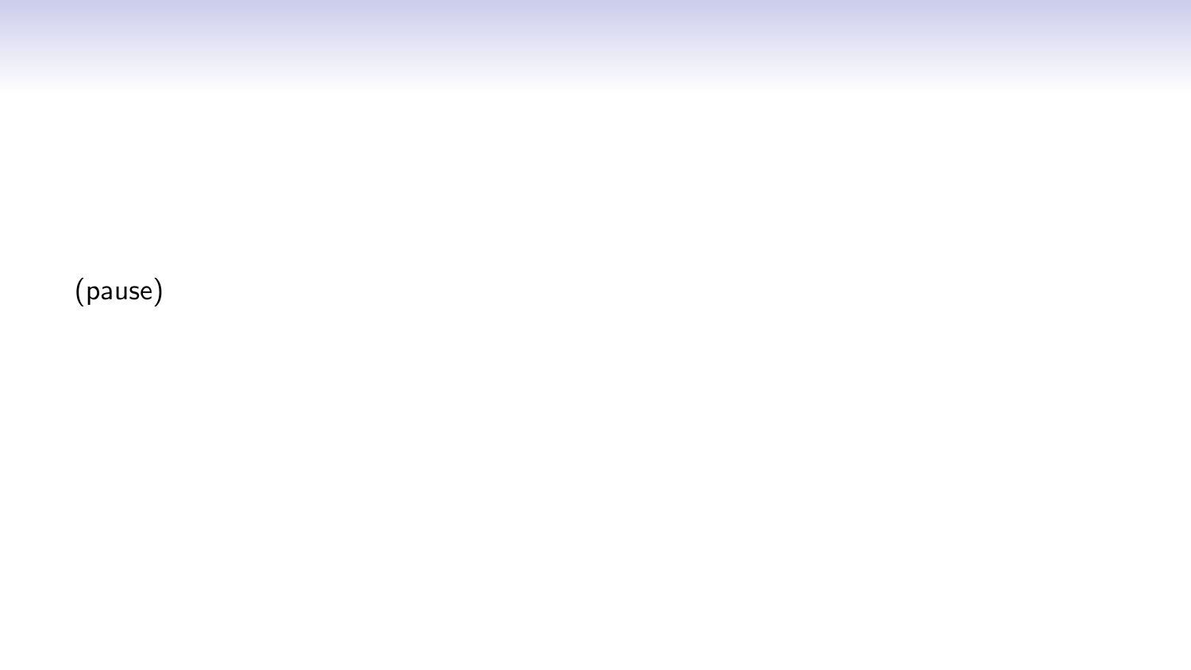(pause)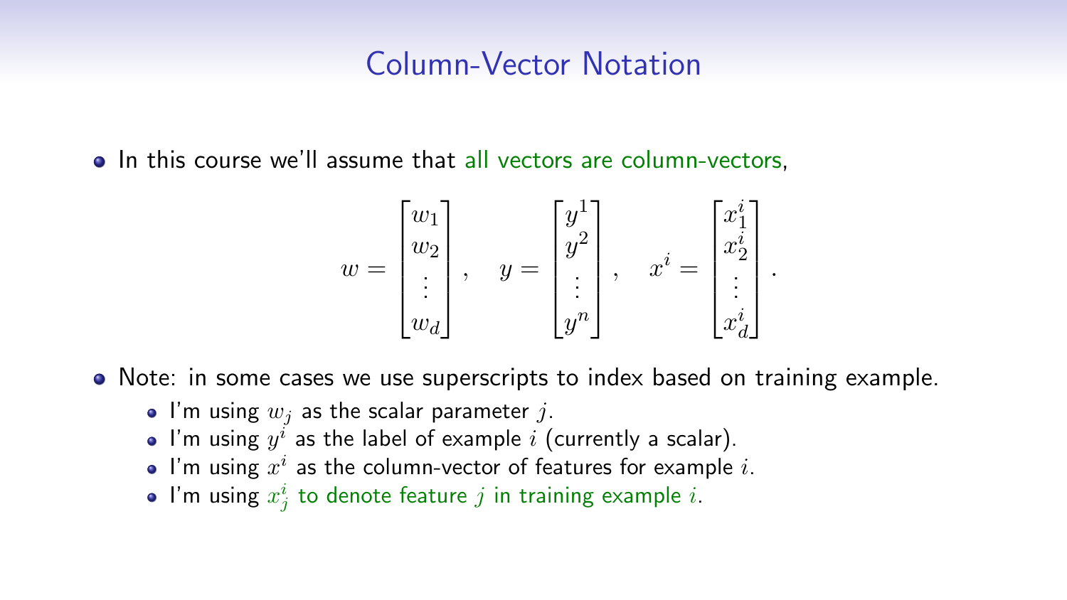## Column-Vector Notation

- In this course we'll assume that all vectors are column-vectors,

$$w = \begin{bmatrix} w_1 \\ w_2 \\ \vdots \\ w_d \end{bmatrix}, \quad y = \begin{bmatrix} y^1 \\ y^2 \\ \vdots \\ y^n \end{bmatrix}, \quad x^i = \begin{bmatrix} x_1^i \\ x_2^i \\ \vdots \\ x_d^i \end{bmatrix}.$$

- Note: in some cases we use superscripts to index based on training example.
  - I'm using $w_j$ as the scalar parameter $j$.
  - I'm using $y^i$ as the label of example $i$ (currently a scalar).
  - I'm using $x^i$ as the column-vector of features for example $i$.
  - I'm using $x_j^i$ to denote feature $j$ in training example $i$.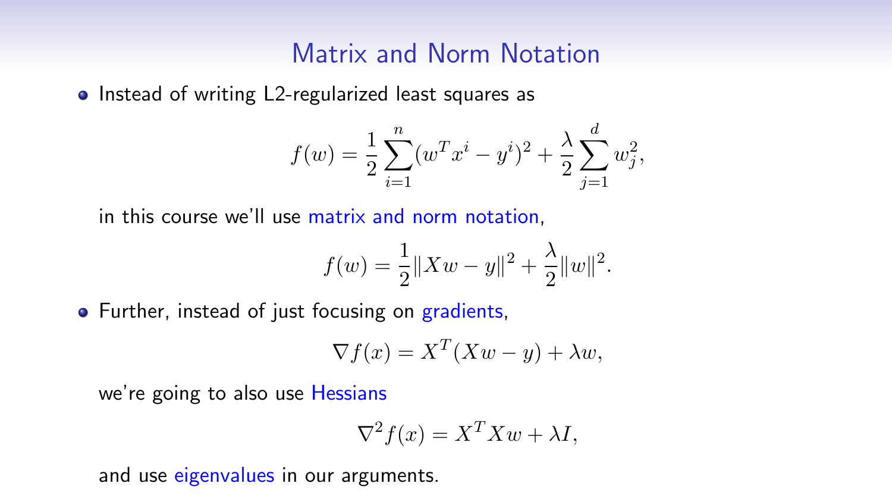# Matrix and Norm Notation

- Instead of writing L2-regularized least squares as

$$f(w) = \frac{1}{2}\sum_{i=1}^{n}(w^T x^i - y^i)^2 + \frac{\lambda}{2}\sum_{j=1}^{d} w_j^2,$$

  in this course we'll use matrix and norm notation,

$$f(w) = \frac{1}{2}\|Xw - y\|^2 + \frac{\lambda}{2}\|w\|^2.$$

- Further, instead of just focusing on gradients,

$$\nabla f(x) = X^T(Xw - y) + \lambda w,$$

  we're going to also use Hessians

$$\nabla^2 f(x) = X^T X w + \lambda I,$$

  and use eigenvalues in our arguments.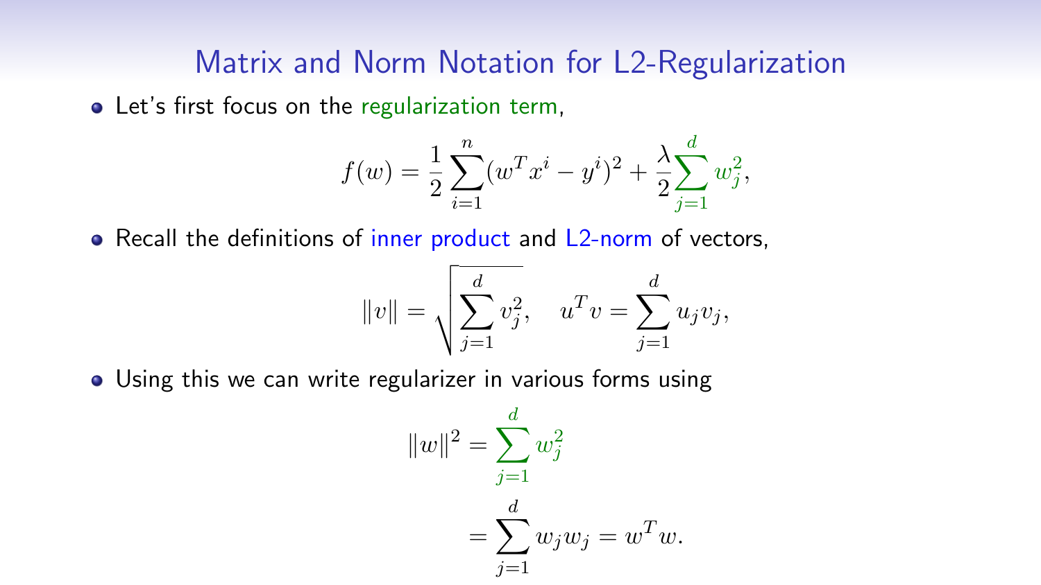# Matrix and Norm Notation for L2-Regularization

- Let's first focus on the regularization term,

$$f(w) = \frac{1}{2}\sum_{i=1}^{n}(w^T x^i - y^i)^2 + \frac{\lambda}{2}\sum_{j=1}^{d} w_j^2,$$

- Recall the definitions of inner product and L2-norm of vectors,

$$\|v\| = \sqrt{\sum_{j=1}^{d} v_j^2}, \quad u^T v = \sum_{j=1}^{d} u_j v_j,$$

- Using this we can write regularizer in various forms using

$$\begin{aligned}
\|w\|^2 &= \sum_{j=1}^{d} w_j^2 \\
&= \sum_{j=1}^{d} w_j w_j = w^T w.
\end{aligned}$$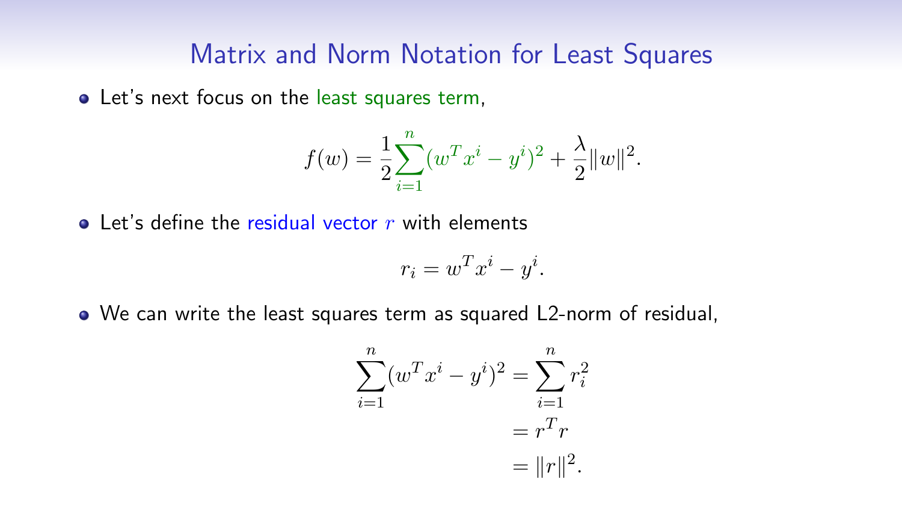# Matrix and Norm Notation for Least Squares

- Let's next focus on the least squares term,

$$f(w) = \frac{1}{2}\sum_{i=1}^{n}(w^T x^i - y^i)^2 + \frac{\lambda}{2}\|w\|^2.$$

- Let's define the residual vector $r$ with elements

$$r_i = w^T x^i - y^i.$$

- We can write the least squares term as squared L2-norm of residual,

$$\begin{aligned}
\sum_{i=1}^{n}(w^T x^i - y^i)^2 &= \sum_{i=1}^{n} r_i^2 \\
&= r^T r \\
&= \|r\|^2.
\end{aligned}$$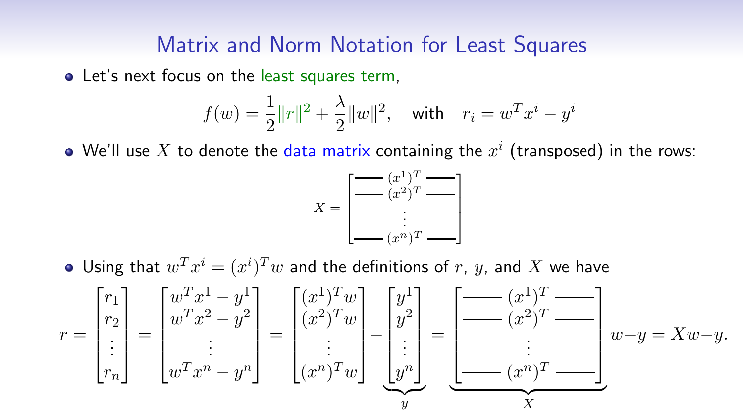# Matrix and Norm Notation for Least Squares

- Let's next focus on the least squares term,

$$f(w) = \frac{1}{2}\|r\|^2 + \frac{\lambda}{2}\|w\|^2, \quad \text{with} \quad r_i = w^T x^i - y^i$$

- We'll use $X$ to denote the data matrix containing the $x^i$ (transposed) in the rows:

$$X = \begin{bmatrix} \text{---} & (x^1)^T & \text{---} \\ \text{---} & (x^2)^T & \text{---} \\ & \vdots & \\ \text{---} & (x^n)^T & \text{---} \end{bmatrix}$$

- Using that $w^T x^i = (x^i)^T w$ and the definitions of $r$, $y$, and $X$ we have

$$r = \begin{bmatrix} r_1 \\ r_2 \\ \vdots \\ r_n \end{bmatrix} = \begin{bmatrix} w^T x^1 - y^1 \\ w^T x^2 - y^2 \\ \vdots \\ w^T x^n - y^n \end{bmatrix} = \begin{bmatrix} (x^1)^T w \\ (x^2)^T w \\ \vdots \\ (x^n)^T w \end{bmatrix} - \underbrace{\begin{bmatrix} y^1 \\ y^2 \\ \vdots \\ y^n \end{bmatrix}}_{y} = \underbrace{\begin{bmatrix} \text{---} & (x^1)^T & \text{---} \\ \text{---} & (x^2)^T & \text{---} \\ & \vdots & \\ \text{---} & (x^n)^T & \text{---} \end{bmatrix}}_{X} w - y = Xw - y.$$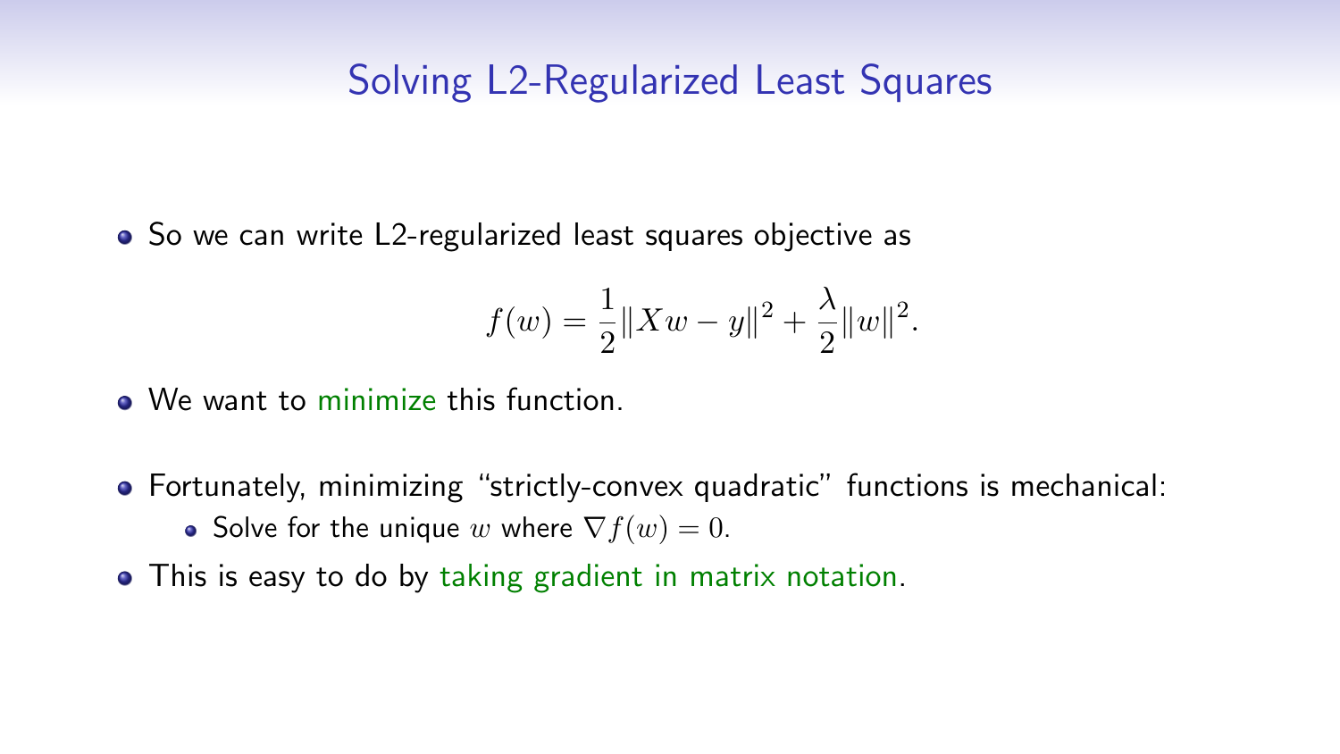# Solving L2-Regularized Least Squares

- So we can write L2-regularized least squares objective as

$$f(w) = \frac{1}{2}\|Xw - y\|^2 + \frac{\lambda}{2}\|w\|^2.$$

- We want to minimize this function.
- Fortunately, minimizing "strictly-convex quadratic" functions is mechanical:
  - Solve for the unique $w$ where $\nabla f(w) = 0$.
- This is easy to do by taking gradient in matrix notation.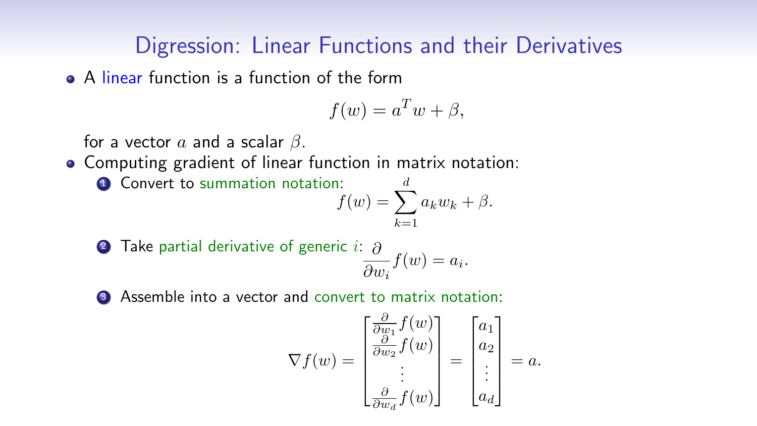# Digression: Linear Functions and their Derivatives

- A linear function is a function of the form

$$f(w) = a^T w + \beta,$$

for a vector $a$ and a scalar $\beta$.

- Computing gradient of linear function in matrix notation:
  1. Convert to summation notation:
  $$f(w) = \sum_{k=1}^{d} a_k w_k + \beta.$$
  2. Take partial derivative of generic $i$:
  $$\frac{\partial}{\partial w_i} f(w) = a_i.$$
  3. Assemble into a vector and convert to matrix notation:
  $$\nabla f(w) = \begin{bmatrix} \frac{\partial}{\partial w_1} f(w) \\ \frac{\partial}{\partial w_2} f(w) \\ \vdots \\ \frac{\partial}{\partial w_d} f(w) \end{bmatrix} = \begin{bmatrix} a_1 \\ a_2 \\ \vdots \\ a_d \end{bmatrix} = a.$$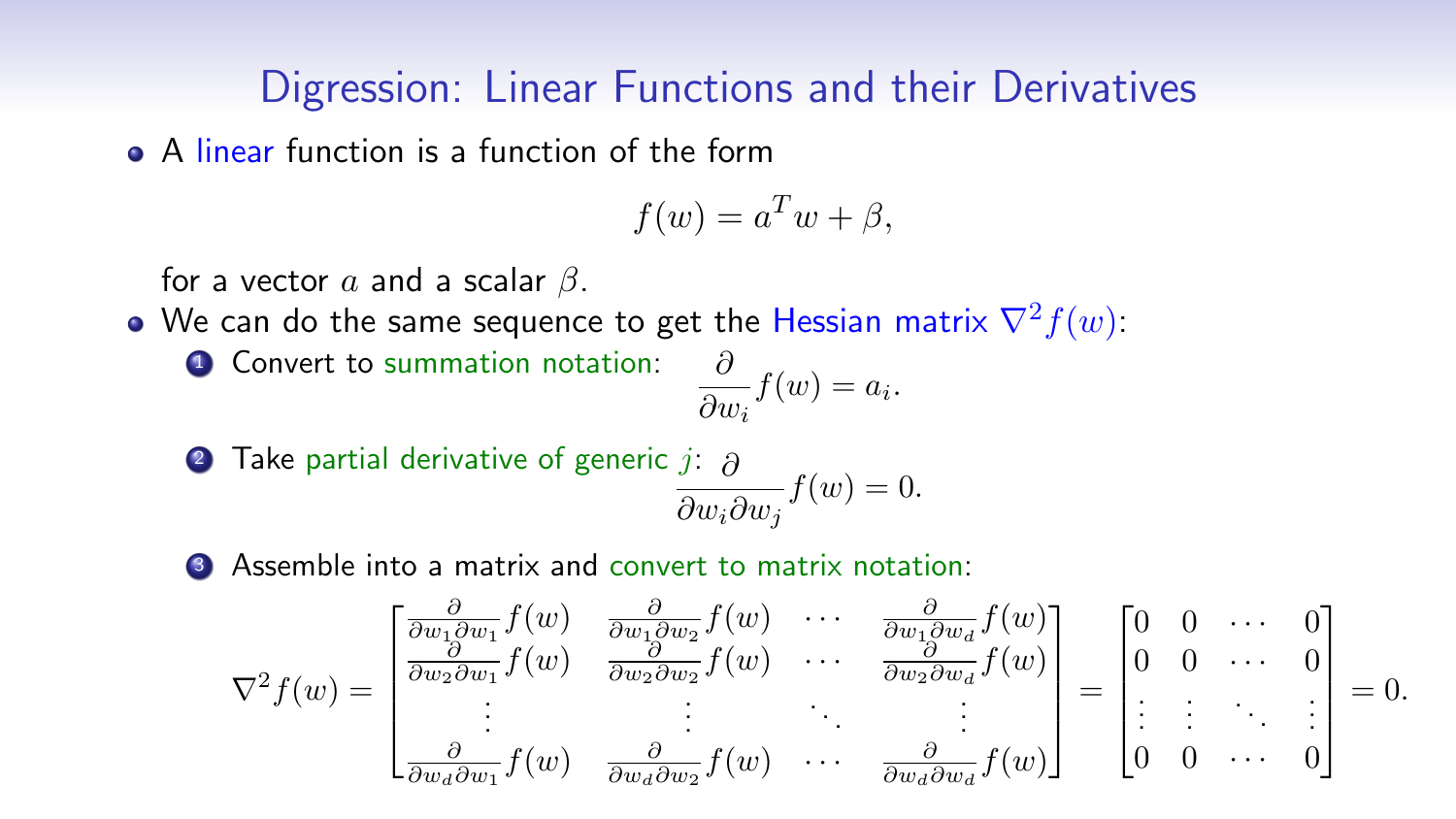## Digression: Linear Functions and their Derivatives

- A linear function is a function of the form

$$f(w) = a^T w + \beta,$$

for a vector $a$ and a scalar $\beta$.

- We can do the same sequence to get the Hessian matrix $\nabla^2 f(w)$:
  1. Convert to summation notation: $\frac{\partial}{\partial w_i} f(w) = a_i.$
  2. Take partial derivative of generic $j$: $\frac{\partial}{\partial w_i \partial w_j} f(w) = 0.$
  3. Assemble into a matrix and convert to matrix notation:

$$\nabla^2 f(w) = \begin{bmatrix} \frac{\partial}{\partial w_1 \partial w_1} f(w) & \frac{\partial}{\partial w_1 \partial w_2} f(w) & \cdots & \frac{\partial}{\partial w_1 \partial w_d} f(w) \\ \frac{\partial}{\partial w_2 \partial w_1} f(w) & \frac{\partial}{\partial w_2 \partial w_2} f(w) & \cdots & \frac{\partial}{\partial w_2 \partial w_d} f(w) \\ \vdots & \vdots & \ddots & \vdots \\ \frac{\partial}{\partial w_d \partial w_1} f(w) & \frac{\partial}{\partial w_d \partial w_2} f(w) & \cdots & \frac{\partial}{\partial w_d \partial w_d} f(w) \end{bmatrix} = \begin{bmatrix} 0 & 0 & \cdots & 0 \\ 0 & 0 & \cdots & 0 \\ \vdots & \vdots & \ddots & \vdots \\ 0 & 0 & \cdots & 0 \end{bmatrix} = 0.$$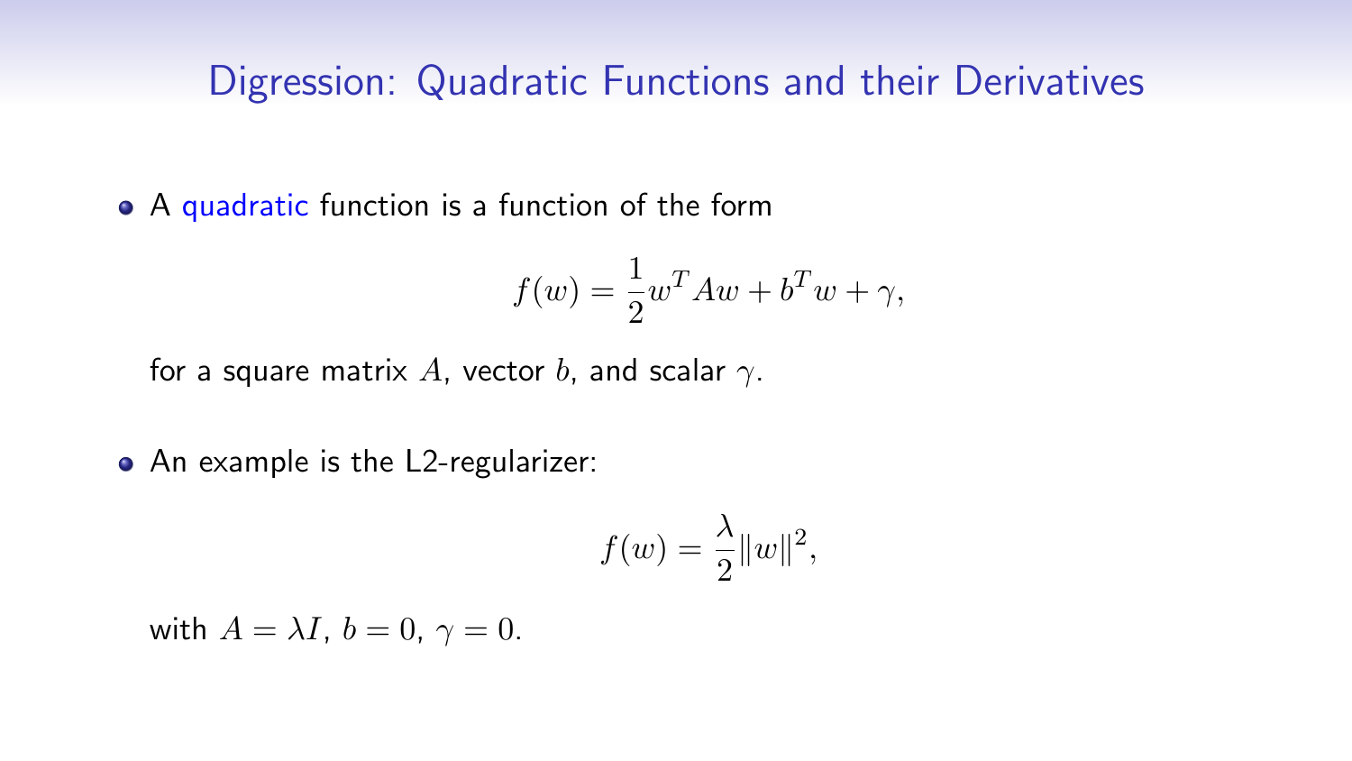## Digression: Quadratic Functions and their Derivatives

- A quadratic function is a function of the form

$$f(w) = \frac{1}{2}w^T A w + b^T w + \gamma,$$

  for a square matrix $A$, vector $b$, and scalar $\gamma$.

- An example is the L2-regularizer:

$$f(w) = \frac{\lambda}{2}\|w\|^2,$$

  with $A = \lambda I$, $b = 0$, $\gamma = 0$.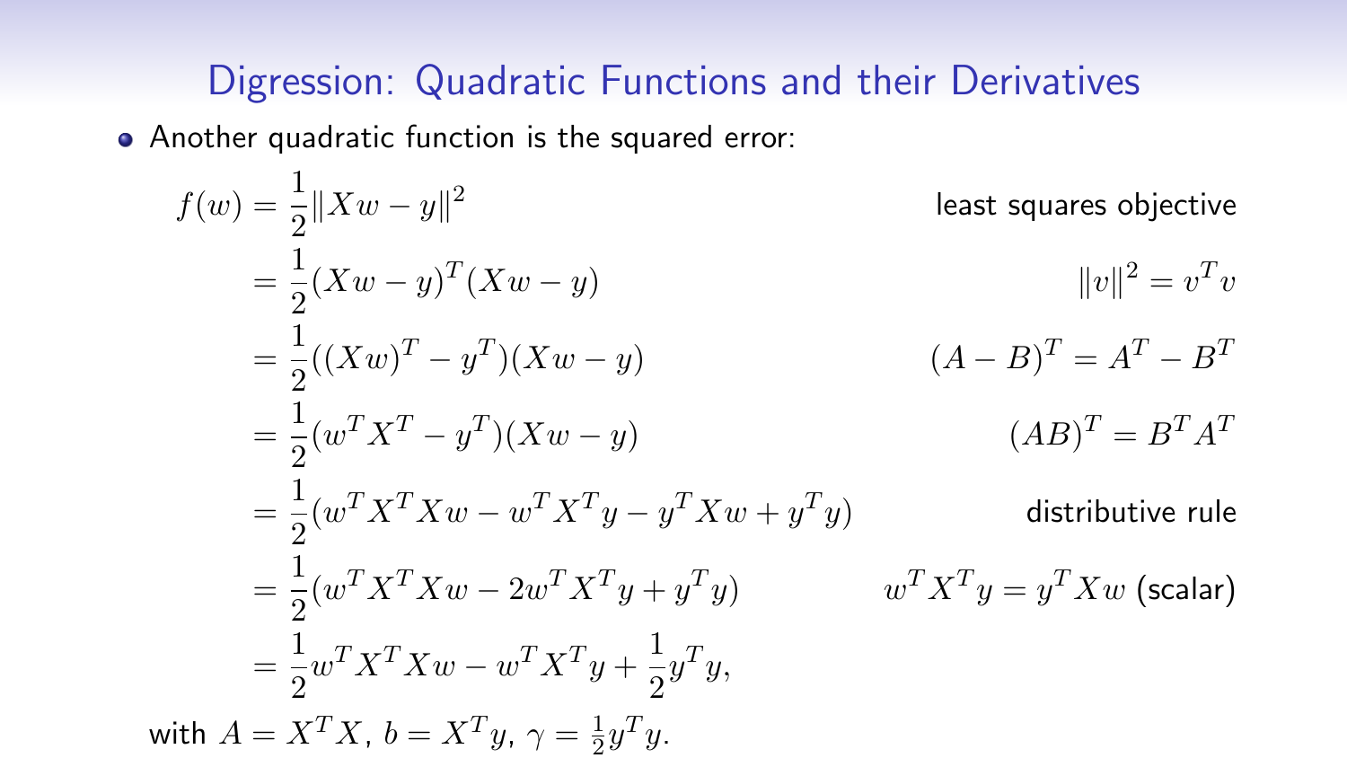## Digression: Quadratic Functions and their Derivatives

- Another quadratic function is the squared error:

$$
\begin{aligned}
f(w) &= \frac{1}{2}\|Xw - y\|^2 && \text{least squares objective} \\
&= \frac{1}{2}(Xw - y)^T(Xw - y) && \|v\|^2 = v^T v \\
&= \frac{1}{2}((Xw)^T - y^T)(Xw - y) && (A - B)^T = A^T - B^T \\
&= \frac{1}{2}(w^T X^T - y^T)(Xw - y) && (AB)^T = B^T A^T \\
&= \frac{1}{2}(w^T X^T X w - w^T X^T y - y^T X w + y^T y) && \text{distributive rule} \\
&= \frac{1}{2}(w^T X^T X w - 2 w^T X^T y + y^T y) && w^T X^T y = y^T X w \text{ (scalar)} \\
&= \frac{1}{2} w^T X^T X w - w^T X^T y + \frac{1}{2} y^T y,
\end{aligned}
$$

with $A = X^T X$, $b = X^T y$, $\gamma = \frac{1}{2} y^T y$.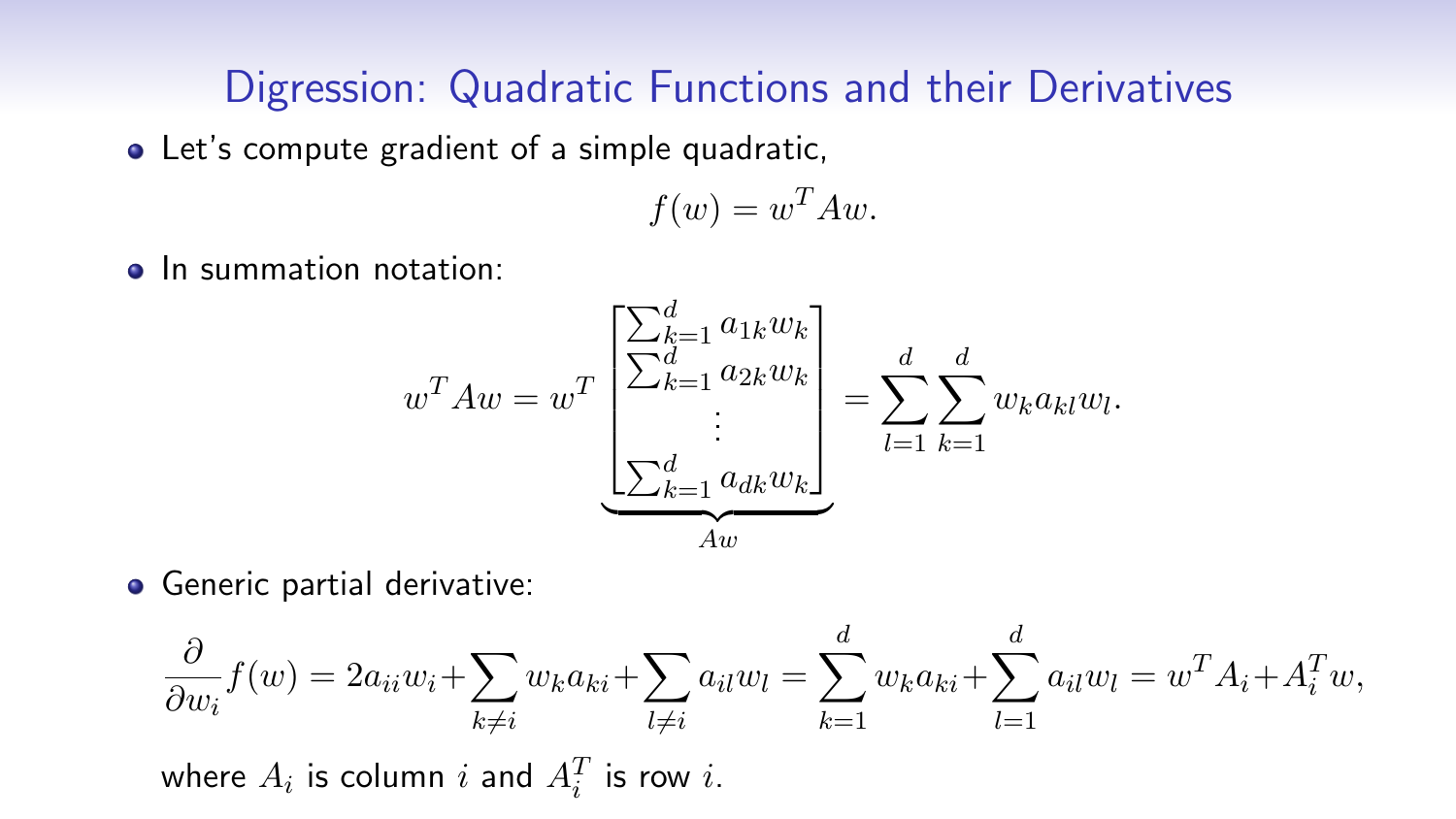# Digression: Quadratic Functions and their Derivatives

- Let's compute gradient of a simple quadratic,

$$f(w) = w^T A w.$$

- In summation notation:

$$w^T A w = w^T \underbrace{\begin{bmatrix} \sum_{k=1}^d a_{1k} w_k \\ \sum_{k=1}^d a_{2k} w_k \\ \vdots \\ \sum_{k=1}^d a_{dk} w_k \end{bmatrix}}_{Aw} = \sum_{l=1}^d \sum_{k=1}^d w_k a_{kl} w_l.$$

- Generic partial derivative:

$$\frac{\partial}{\partial w_i} f(w) = 2a_{ii} w_i + \sum_{k \neq i} w_k a_{ki} + \sum_{l \neq i} a_{il} w_l = \sum_{k=1}^d w_k a_{ki} + \sum_{l=1}^d a_{il} w_l = w^T A_i + A_i^T w,$$

where $A_i$ is column $i$ and $A_i^T$ is row $i$.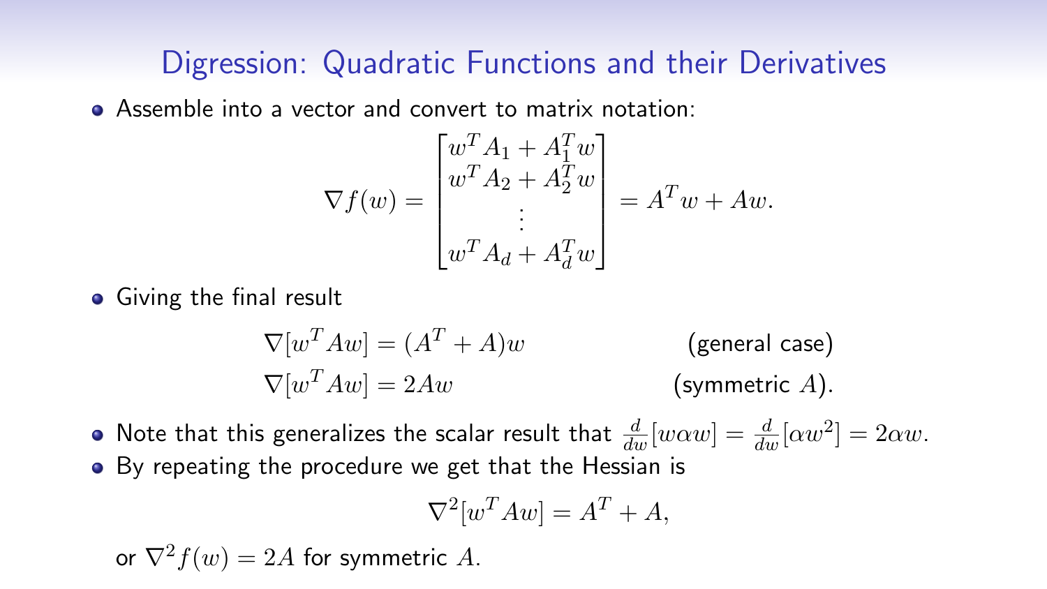# Digression: Quadratic Functions and their Derivatives

- Assemble into a vector and convert to matrix notation:

$$\nabla f(w) = \begin{bmatrix} w^T A_1 + A_1^T w \\ w^T A_2 + A_2^T w \\ \vdots \\ w^T A_d + A_d^T w \end{bmatrix} = A^T w + Aw.$$

- Giving the final result

$$\nabla[w^T A w] = (A^T + A)w \qquad \text{(general case)}$$

$$\nabla[w^T A w] = 2Aw \qquad \text{(symmetric } A\text{).}$$

- Note that this generalizes the scalar result that $\frac{d}{dw}[w\alpha w] = \frac{d}{dw}[\alpha w^2] = 2\alpha w$.
- By repeating the procedure we get that the Hessian is

$$\nabla^2[w^T A w] = A^T + A,$$

or $\nabla^2 f(w) = 2A$ for symmetric $A$.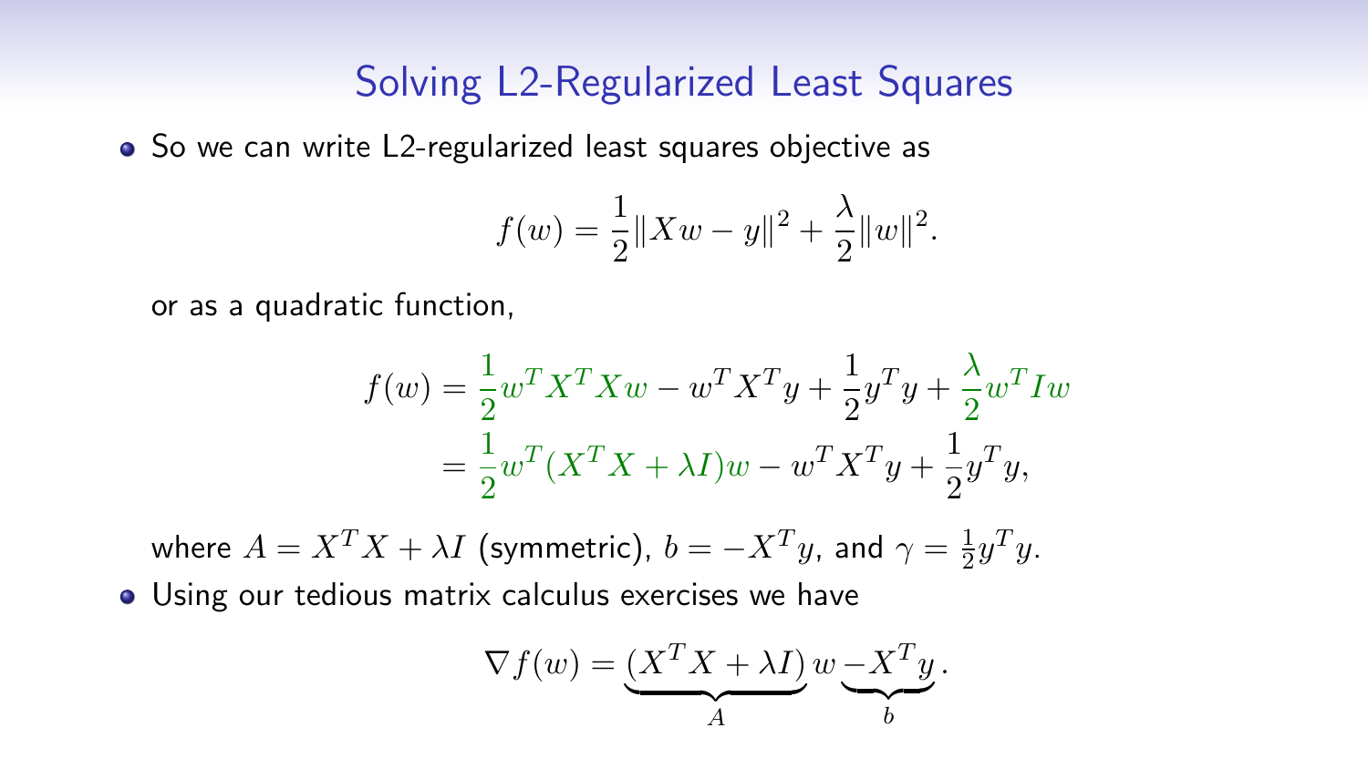## Solving L2-Regularized Least Squares

- So we can write L2-regularized least squares objective as

$$f(w) = \frac{1}{2}\|Xw - y\|^2 + \frac{\lambda}{2}\|w\|^2.$$

or as a quadratic function,

$$\begin{aligned} f(w) &= \frac{1}{2}w^T X^T X w - w^T X^T y + \frac{1}{2}y^T y + \frac{\lambda}{2}w^T I w \\ &= \frac{1}{2}w^T (X^T X + \lambda I) w - w^T X^T y + \frac{1}{2}y^T y, \end{aligned}$$

where $A = X^T X + \lambda I$ (symmetric), $b = -X^T y$, and $\gamma = \frac{1}{2}y^T y$.

- Using our tedious matrix calculus exercises we have

$$\nabla f(w) = \underbrace{(X^T X + \lambda I)}_{A} w \underbrace{- X^T y}_{b}.$$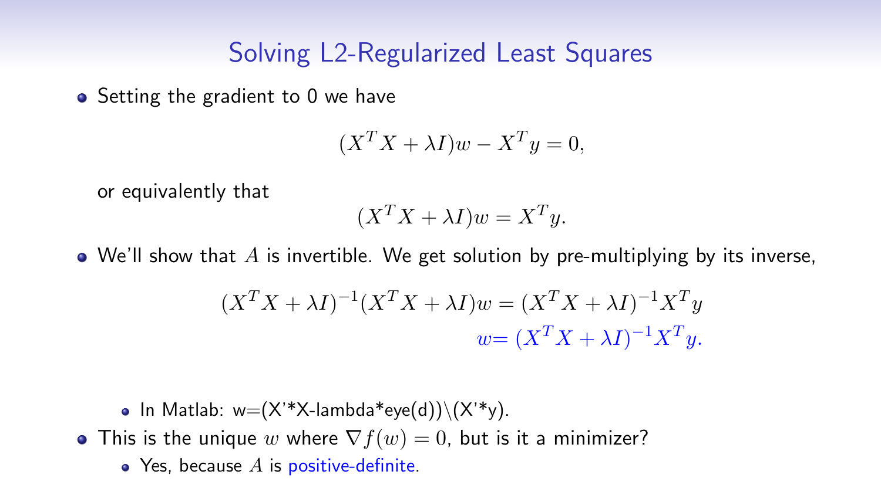# Solving L2-Regularized Least Squares

- Setting the gradient to 0 we have

$$(X^TX + \lambda I)w - X^Ty = 0,$$

  or equivalently that

$$(X^TX + \lambda I)w = X^Ty.$$

- We'll show that $A$ is invertible. We get solution by pre-multiplying by its inverse,

$$(X^TX + \lambda I)^{-1}(X^TX + \lambda I)w = (X^TX + \lambda I)^{-1}X^Ty$$
$$w = (X^TX + \lambda I)^{-1}X^Ty.$$

  - In Matlab: `w=(X'*X-lambda*eye(d))\(X'*y)`.
- This is the unique $w$ where $\nabla f(w) = 0$, but is it a minimizer?
  - Yes, because $A$ is positive-definite.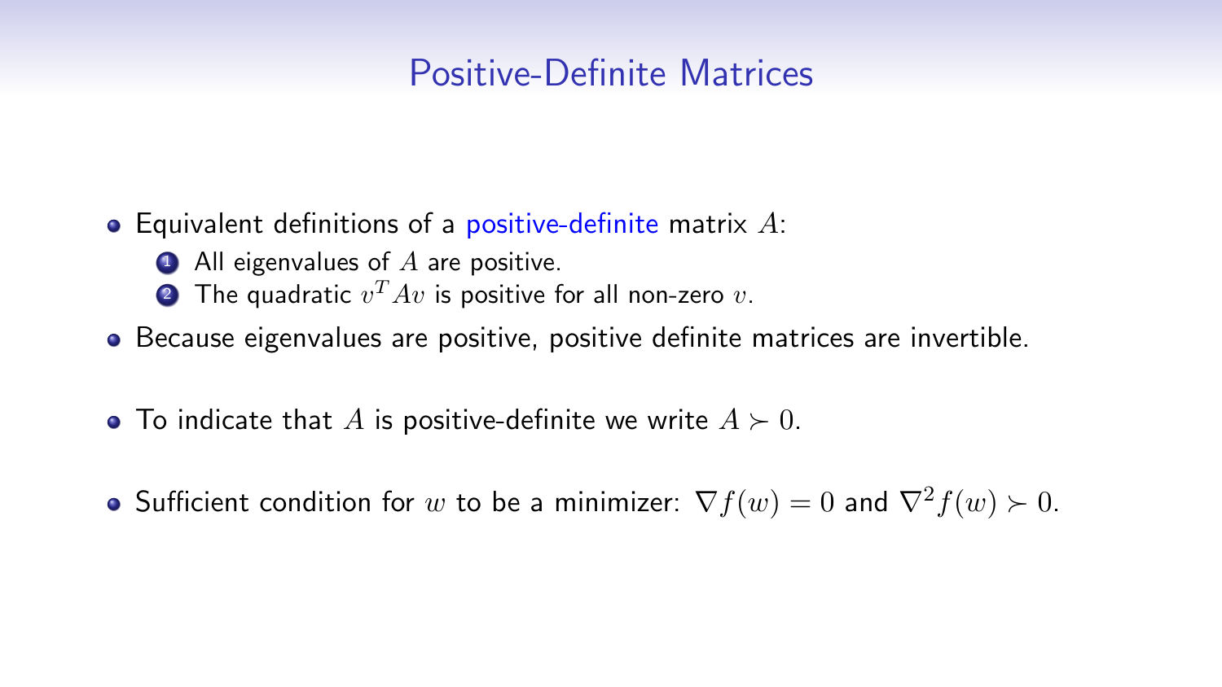# Positive-Definite Matrices

- Equivalent definitions of a positive-definite matrix $A$:
  1. All eigenvalues of $A$ are positive.
  2. The quadratic $v^T A v$ is positive for all non-zero $v$.
- Because eigenvalues are positive, positive definite matrices are invertible.
- To indicate that $A$ is positive-definite we write $A \succ 0$.
- Sufficient condition for $w$ to be a minimizer: $\nabla f(w) = 0$ and $\nabla^2 f(w) \succ 0$.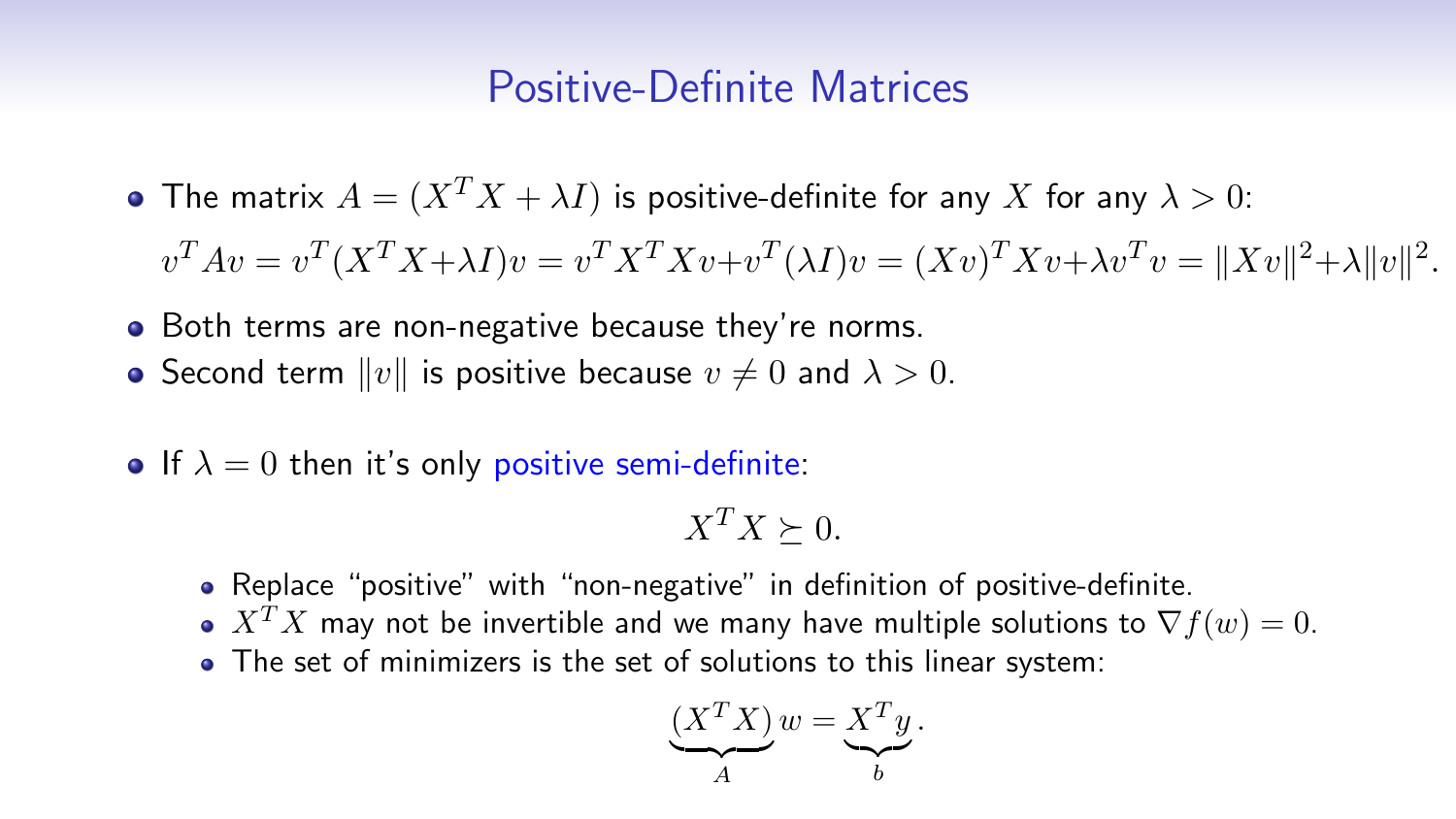# Positive-Definite Matrices

- The matrix $A = (X^TX + \lambda I)$ is positive-definite for any $X$ for any $\lambda > 0$:

  $$v^TAv = v^T(X^TX + \lambda I)v = v^TX^TXv + v^T(\lambda I)v = (Xv)^TXv + \lambda v^Tv = \|Xv\|^2 + \lambda\|v\|^2.$$

- Both terms are non-negative because they're norms.
- Second term $\|v\|$ is positive because $v \neq 0$ and $\lambda > 0$.

- If $\lambda = 0$ then it's only positive semi-definite:

  $$X^TX \succeq 0.$$

  - Replace "positive" with "non-negative" in definition of positive-definite.
  - $X^TX$ may not be invertible and we many have multiple solutions to $\nabla f(w) = 0$.
  - The set of minimizers is the set of solutions to this linear system:

  $$\underbrace{(X^TX)}_{A}w = \underbrace{X^Ty}_{b}.$$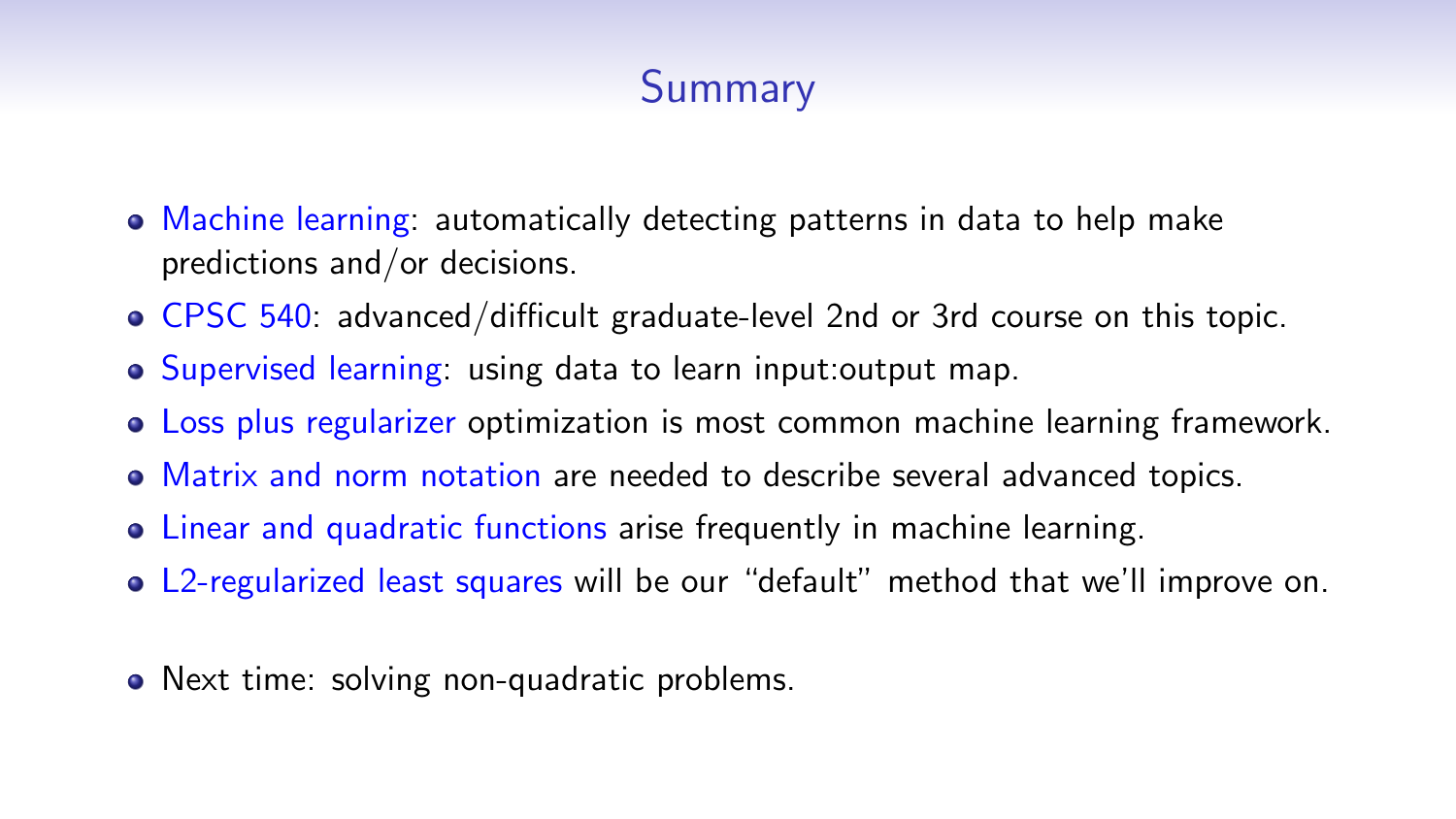# Summary

- Machine learning: automatically detecting patterns in data to help make predictions and/or decisions.
- CPSC 540: advanced/difficult graduate-level 2nd or 3rd course on this topic.
- Supervised learning: using data to learn input:output map.
- Loss plus regularizer optimization is most common machine learning framework.
- Matrix and norm notation are needed to describe several advanced topics.
- Linear and quadratic functions arise frequently in machine learning.
- L2-regularized least squares will be our "default" method that we'll improve on.

- Next time: solving non-quadratic problems.